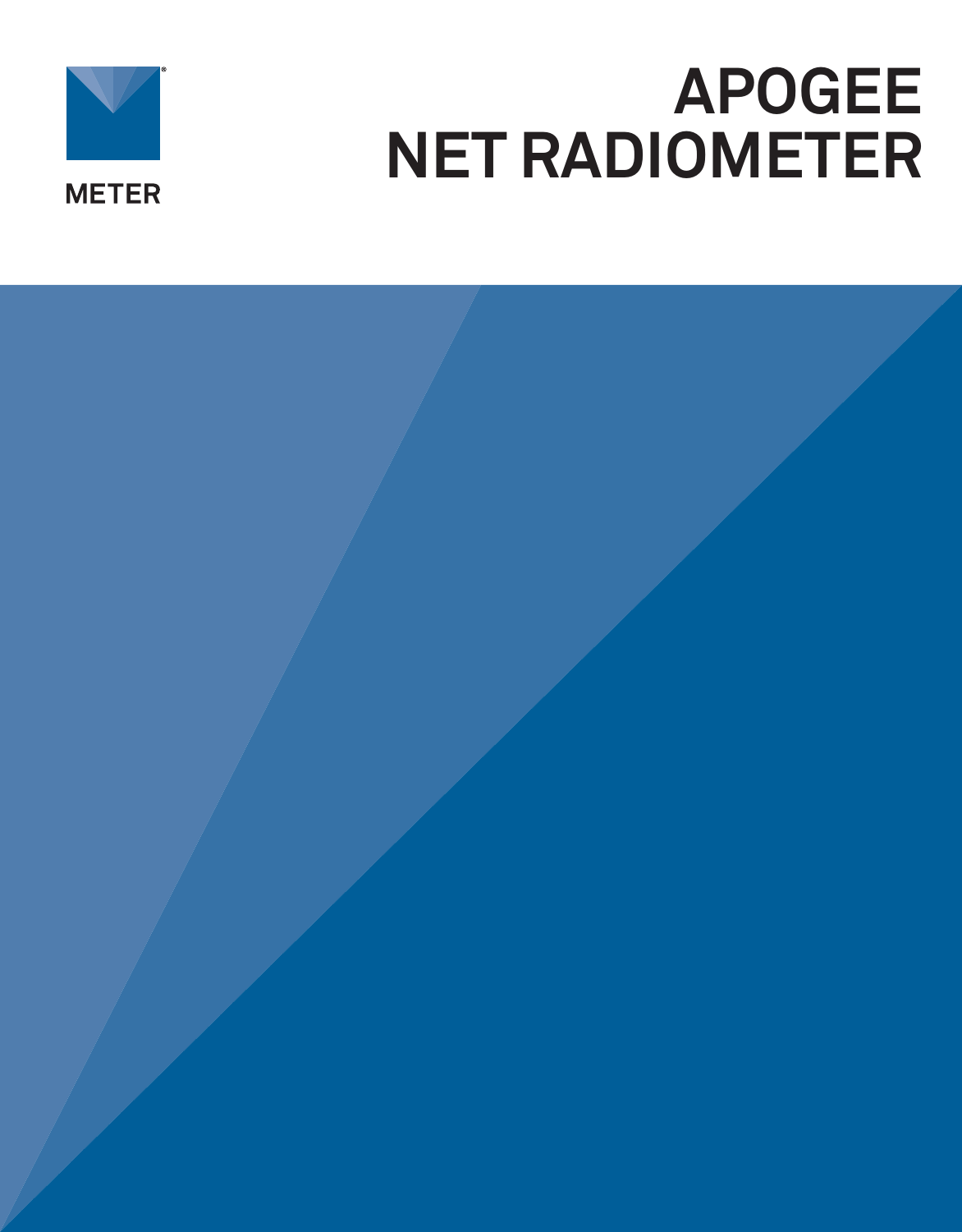METER

# APOGEE NET RADIOMETER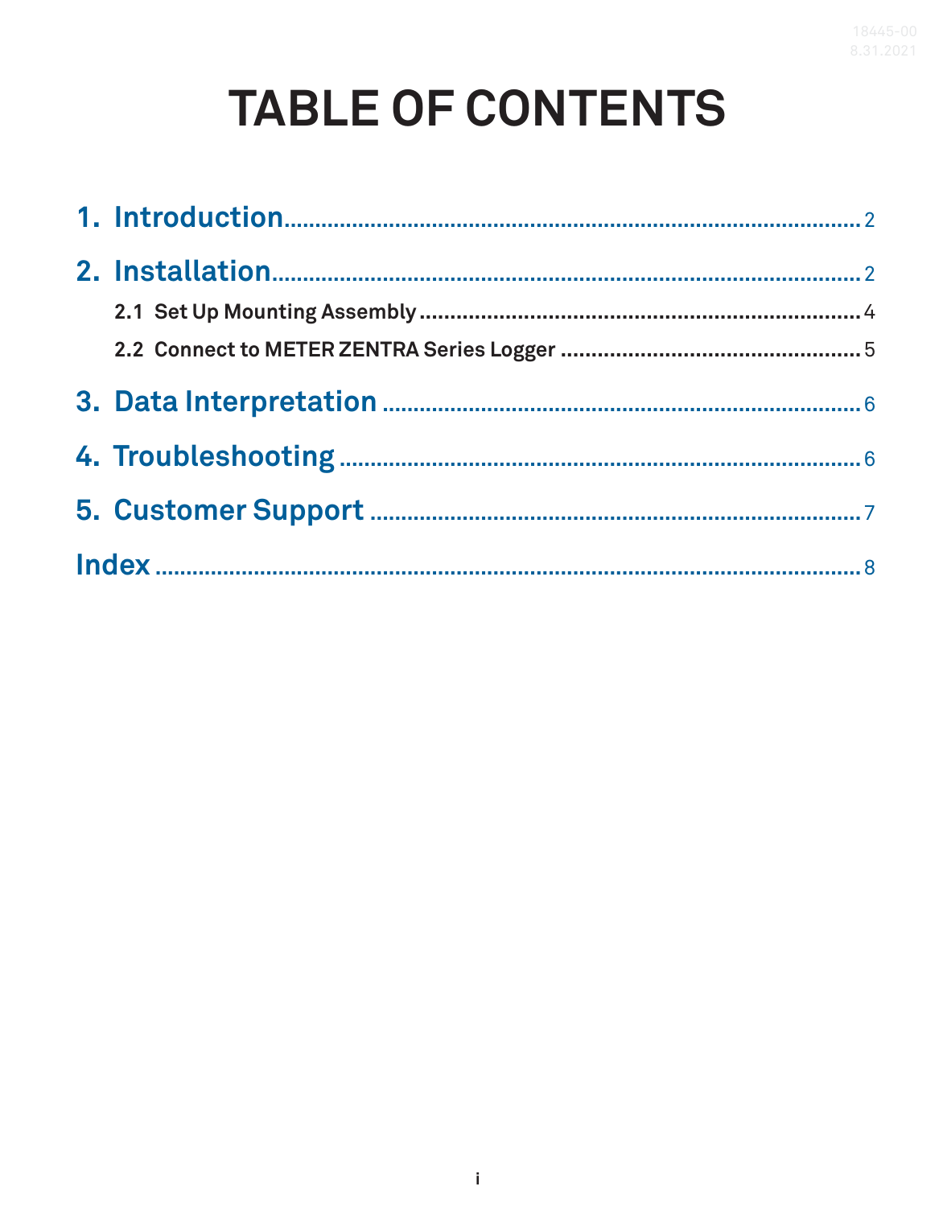# TABLE OF CONTENTS

1. Introduction .......... 2

2. Installation .......... 2
   - 2.1 Set Up Mounting Assembly .......... 4
   - 2.2 Connect to METER ZENTRA Series Logger .......... 5

3. Data Interpretation .......... 6

4. Troubleshooting .......... 6

5. Customer Support .......... 7

Index .......... 8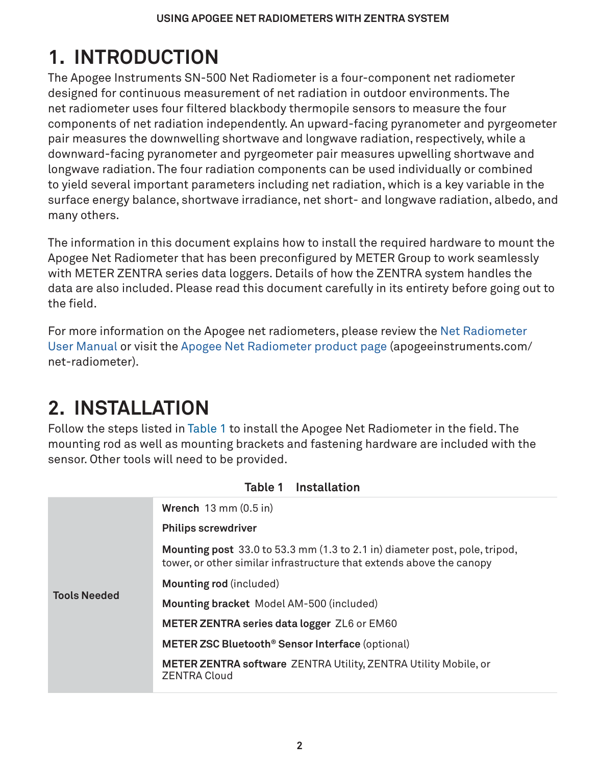# 1. INTRODUCTION

The Apogee Instruments SN-500 Net Radiometer is a four-component net radiometer designed for continuous measurement of net radiation in outdoor environments. The net radiometer uses four filtered blackbody thermopile sensors to measure the four components of net radiation independently. An upward-facing pyranometer and pyrgeometer pair measures the downwelling shortwave and longwave radiation, respectively, while a downward-facing pyranometer and pyrgeometer pair measures upwelling shortwave and longwave radiation. The four radiation components can be used individually or combined to yield several important parameters including net radiation, which is a key variable in the surface energy balance, shortwave irradiance, net short- and longwave radiation, albedo, and many others.

The information in this document explains how to install the required hardware to mount the Apogee Net Radiometer that has been preconfigured by METER Group to work seamlessly with METER ZENTRA series data loggers. Details of how the ZENTRA system handles the data are also included. Please read this document carefully in its entirety before going out to the field.

For more information on the Apogee net radiometers, please review the Net Radiometer User Manual or visit the Apogee Net Radiometer product page (apogeeinstruments.com/net-radiometer).

# 2. INSTALLATION

Follow the steps listed in Table 1 to install the Apogee Net Radiometer in the field. The mounting rod as well as mounting brackets and fastening hardware are included with the sensor. Other tools will need to be provided.

**Table 1 Installation**

| | |
|---|---|
| **Tools Needed** | **Wrench** 13 mm (0.5 in) |
| | **Philips screwdriver** |
| | **Mounting post** 33.0 to 53.3 mm (1.3 to 2.1 in) diameter post, pole, tripod, tower, or other similar infrastructure that extends above the canopy |
| | **Mounting rod** (included) |
| | **Mounting bracket** Model AM-500 (included) |
| | **METER ZENTRA series data logger** ZL6 or EM60 |
| | **METER ZSC Bluetooth® Sensor Interface** (optional) |
| | **METER ZENTRA software** ZENTRA Utility, ZENTRA Utility Mobile, or ZENTRA Cloud |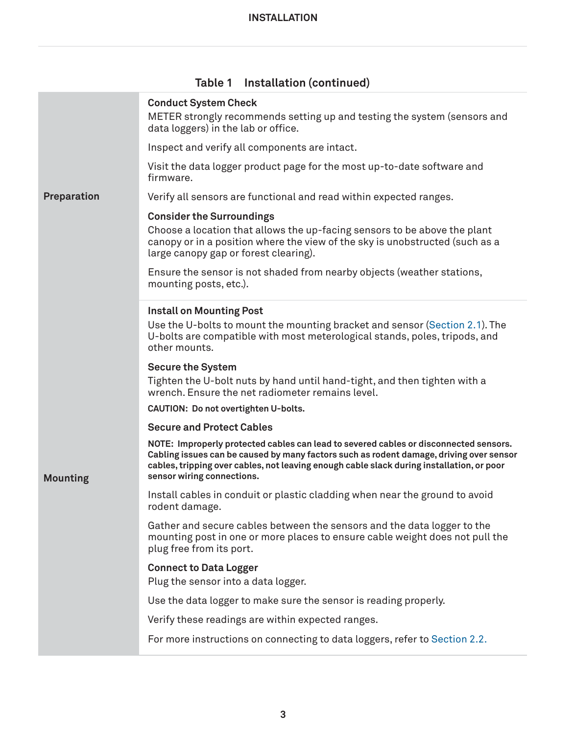**Table 1 Installation (continued)**

| | |
|---|---|
| **Preparation** | **Conduct System Check**<br>METER strongly recommends setting up and testing the system (sensors and data loggers) in the lab or office.<br><br>Inspect and verify all components are intact.<br><br>Visit the data logger product page for the most up-to-date software and firmware.<br><br>Verify all sensors are functional and read within expected ranges.<br><br>**Consider the Surroundings**<br>Choose a location that allows the up-facing sensors to be above the plant canopy or in a position where the view of the sky is unobstructed (such as a large canopy gap or forest clearing).<br><br>Ensure the sensor is not shaded from nearby objects (weather stations, mounting posts, etc.). |
| **Mounting** | **Install on Mounting Post**<br>Use the U-bolts to mount the mounting bracket and sensor (Section 2.1). The U-bolts are compatible with most meterological stands, poles, tripods, and other mounts.<br><br>**Secure the System**<br>Tighten the U-bolt nuts by hand until hand-tight, and then tighten with a wrench. Ensure the net radiometer remains level.<br><br>**CAUTION: Do not overtighten U-bolts.**<br><br>**Secure and Protect Cables**<br><br>**NOTE: Improperly protected cables can lead to severed cables or disconnected sensors. Cabling issues can be caused by many factors such as rodent damage, driving over sensor cables, tripping over cables, not leaving enough cable slack during installation, or poor sensor wiring connections.**<br><br>Install cables in conduit or plastic cladding when near the ground to avoid rodent damage.<br><br>Gather and secure cables between the sensors and the data logger to the mounting post in one or more places to ensure cable weight does not pull the plug free from its port.<br><br>**Connect to Data Logger**<br>Plug the sensor into a data logger.<br><br>Use the data logger to make sure the sensor is reading properly.<br><br>Verify these readings are within expected ranges.<br><br>For more instructions on connecting to data loggers, refer to Section 2.2. |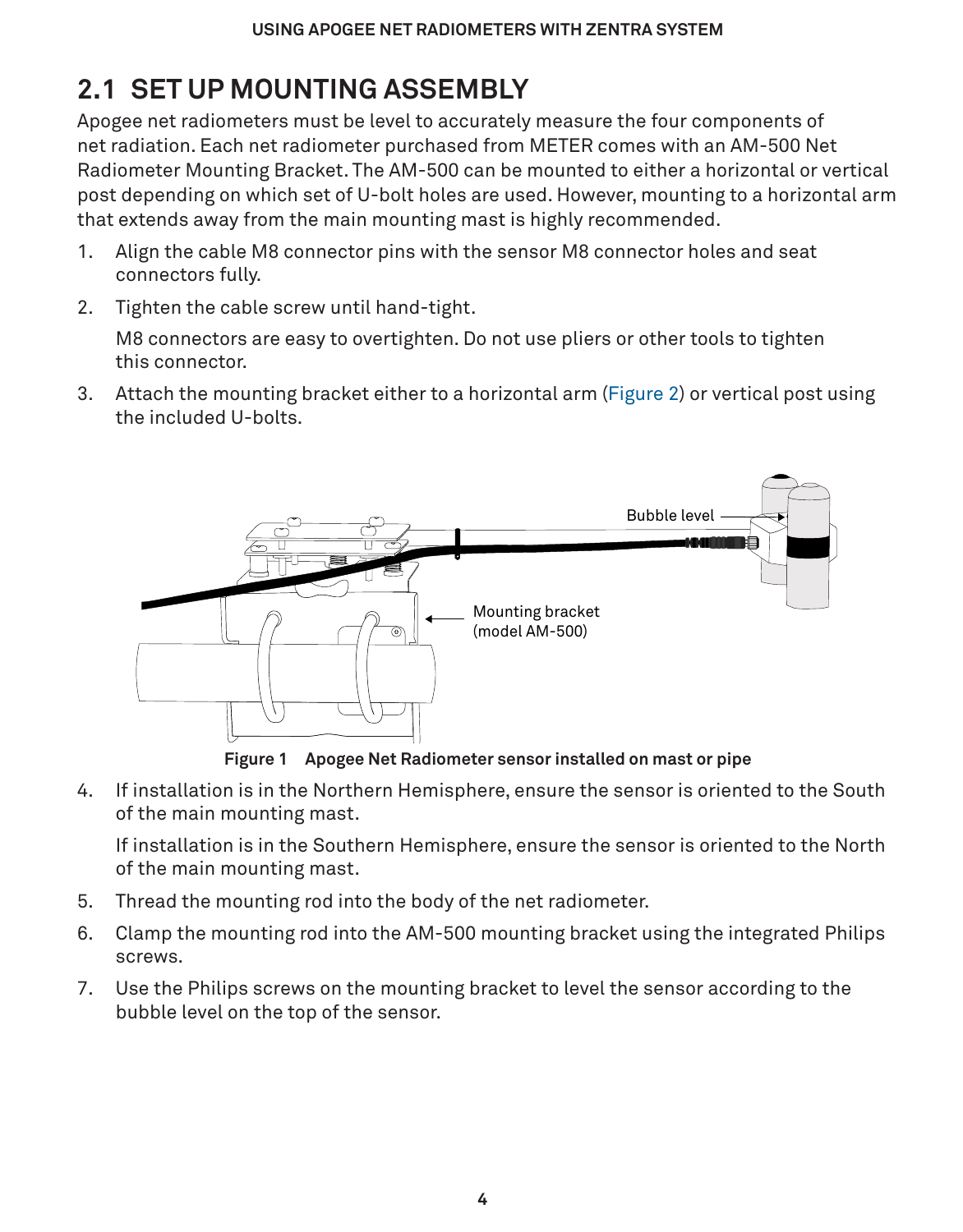## 2.1 SET UP MOUNTING ASSEMBLY

Apogee net radiometers must be level to accurately measure the four components of net radiation. Each net radiometer purchased from METER comes with an AM-500 Net Radiometer Mounting Bracket. The AM-500 can be mounted to either a horizontal or vertical post depending on which set of U-bolt holes are used. However, mounting to a horizontal arm that extends away from the main mounting mast is highly recommended.

1. Align the cable M8 connector pins with the sensor M8 connector holes and seat connectors fully.
2. Tighten the cable screw until hand-tight.

   M8 connectors are easy to overtighten. Do not use pliers or other tools to tighten this connector.
3. Attach the mounting bracket either to a horizontal arm (Figure 2) or vertical post using the included U-bolts.

Bubble level

Mounting bracket (model AM-500)

**Figure 1 Apogee Net Radiometer sensor installed on mast or pipe**

4. If installation is in the Northern Hemisphere, ensure the sensor is oriented to the South of the main mounting mast.

   If installation is in the Southern Hemisphere, ensure the sensor is oriented to the North of the main mounting mast.
5. Thread the mounting rod into the body of the net radiometer.
6. Clamp the mounting rod into the AM-500 mounting bracket using the integrated Philips screws.
7. Use the Philips screws on the mounting bracket to level the sensor according to the bubble level on the top of the sensor.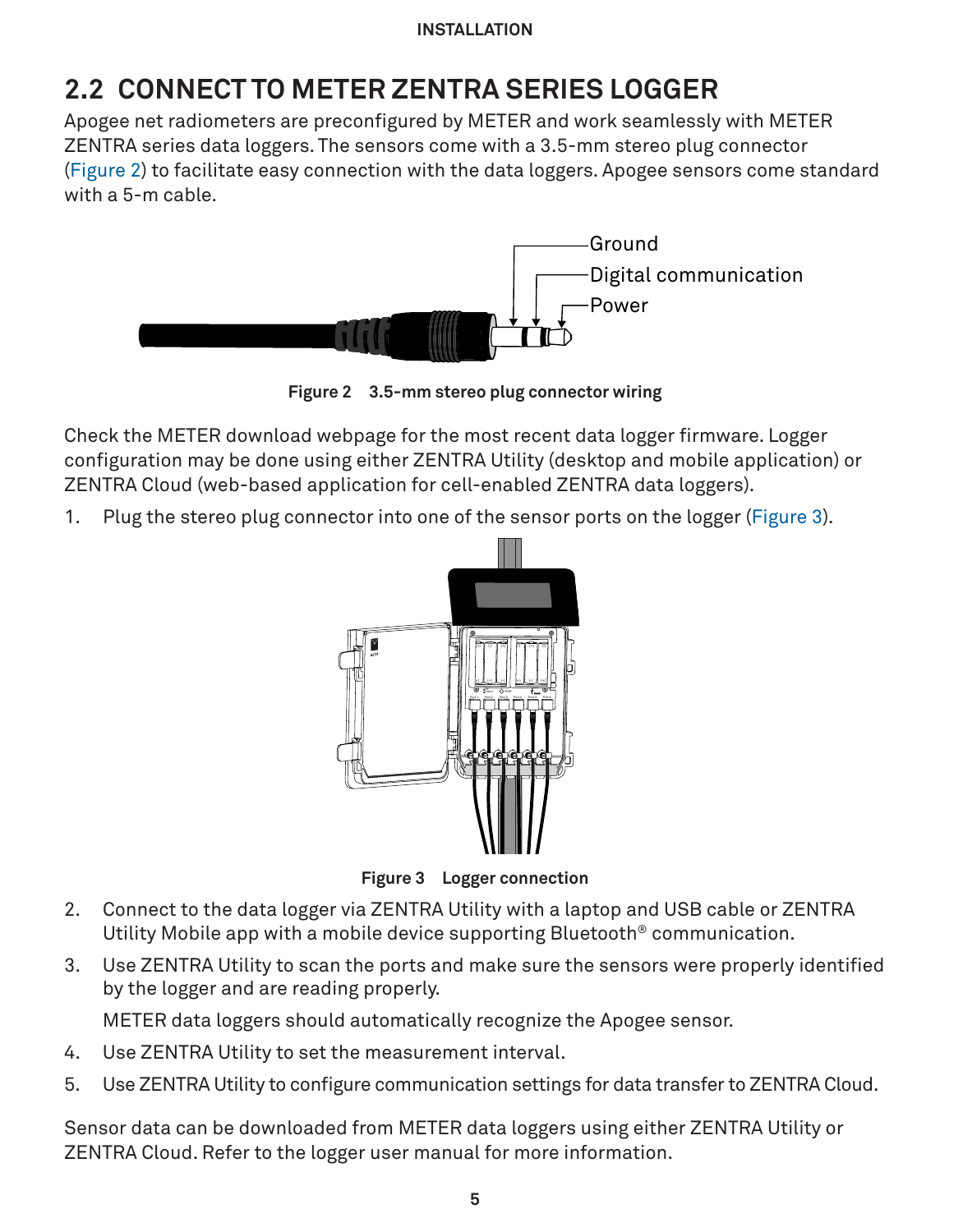## 2.2 CONNECT TO METER ZENTRA SERIES LOGGER

Apogee net radiometers are preconfigured by METER and work seamlessly with METER ZENTRA series data loggers. The sensors come with a 3.5-mm stereo plug connector (Figure 2) to facilitate easy connection with the data loggers. Apogee sensors come standard with a 5-m cable.

Ground

Digital communication

Power

**Figure 2 3.5-mm stereo plug connector wiring**

Check the METER download webpage for the most recent data logger firmware. Logger configuration may be done using either ZENTRA Utility (desktop and mobile application) or ZENTRA Cloud (web-based application for cell-enabled ZENTRA data loggers).

1. Plug the stereo plug connector into one of the sensor ports on the logger (Figure 3).

**Figure 3 Logger connection**

2. Connect to the data logger via ZENTRA Utility with a laptop and USB cable or ZENTRA Utility Mobile app with a mobile device supporting Bluetooth® communication.
3. Use ZENTRA Utility to scan the ports and make sure the sensors were properly identified by the logger and are reading properly.

   METER data loggers should automatically recognize the Apogee sensor.
4. Use ZENTRA Utility to set the measurement interval.
5. Use ZENTRA Utility to configure communication settings for data transfer to ZENTRA Cloud.

Sensor data can be downloaded from METER data loggers using either ZENTRA Utility or ZENTRA Cloud. Refer to the logger user manual for more information.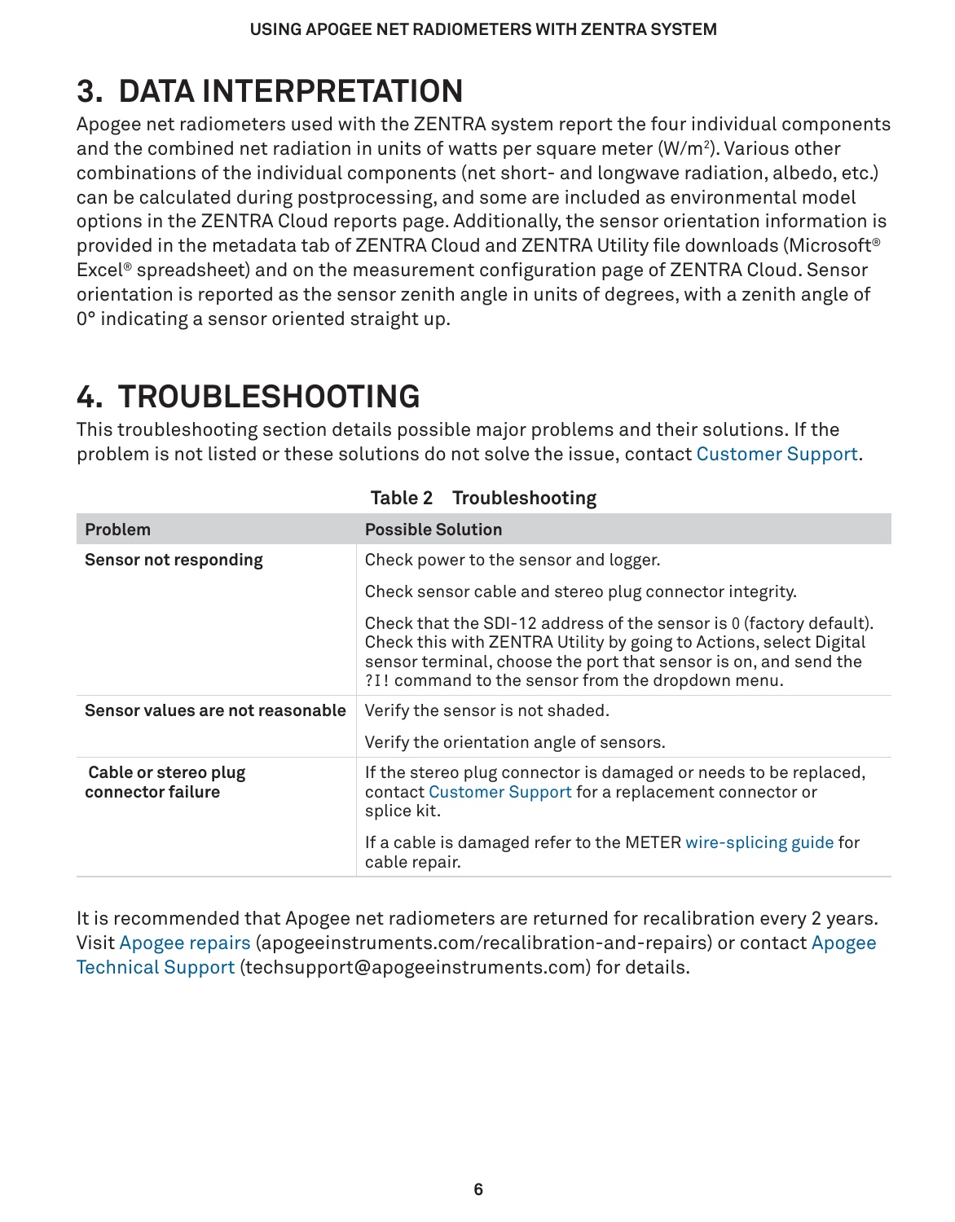# 3. DATA INTERPRETATION

Apogee net radiometers used with the ZENTRA system report the four individual components and the combined net radiation in units of watts per square meter ($W/m^2$). Various other combinations of the individual components (net short- and longwave radiation, albedo, etc.) can be calculated during postprocessing, and some are included as environmental model options in the ZENTRA Cloud reports page. Additionally, the sensor orientation information is provided in the metadata tab of ZENTRA Cloud and ZENTRA Utility file downloads (Microsoft® Excel® spreadsheet) and on the measurement configuration page of ZENTRA Cloud. Sensor orientation is reported as the sensor zenith angle in units of degrees, with a zenith angle of 0° indicating a sensor oriented straight up.

# 4. TROUBLESHOOTING

This troubleshooting section details possible major problems and their solutions. If the problem is not listed or these solutions do not solve the issue, contact Customer Support.

**Table 2 Troubleshooting**

| Problem | Possible Solution |
|---|---|
| **Sensor not responding** | Check power to the sensor and logger. |
| | Check sensor cable and stereo plug connector integrity. |
| | Check that the SDI-12 address of the sensor is 0 (factory default). Check this with ZENTRA Utility by going to Actions, select Digital sensor terminal, choose the port that sensor is on, and send the `?I!` command to the sensor from the dropdown menu. |
| **Sensor values are not reasonable** | Verify the sensor is not shaded. |
| | Verify the orientation angle of sensors. |
| **Cable or stereo plug connector failure** | If the stereo plug connector is damaged or needs to be replaced, contact Customer Support for a replacement connector or splice kit. |
| | If a cable is damaged refer to the METER wire-splicing guide for cable repair. |

It is recommended that Apogee net radiometers are returned for recalibration every 2 years. Visit Apogee repairs (apogeeinstruments.com/recalibration-and-repairs) or contact Apogee Technical Support (techsupport@apogeeinstruments.com) for details.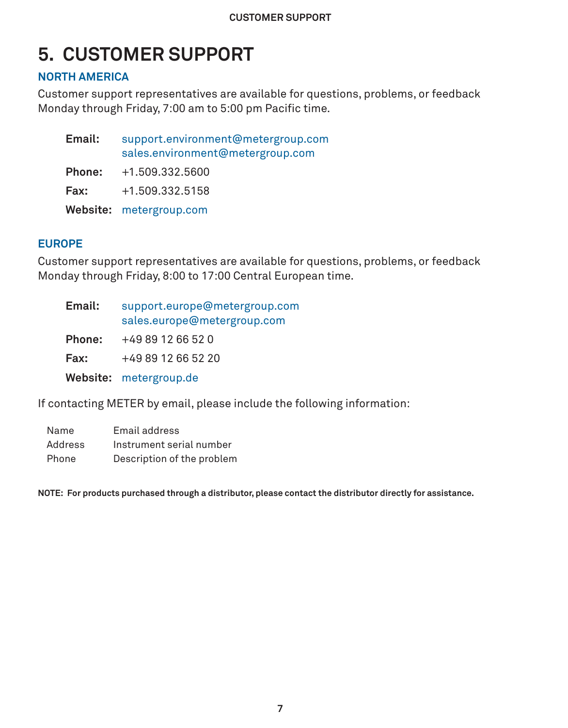# 5. CUSTOMER SUPPORT

## NORTH AMERICA

Customer support representatives are available for questions, problems, or feedback Monday through Friday, 7:00 am to 5:00 pm Pacific time.

| | |
|---|---|
| **Email:** | support.environment@metergroup.com<br>sales.environment@metergroup.com |
| **Phone:** | +1.509.332.5600 |
| **Fax:** | +1.509.332.5158 |
| **Website:** | metergroup.com |

## EUROPE

Customer support representatives are available for questions, problems, or feedback Monday through Friday, 8:00 to 17:00 Central European time.

| | |
|---|---|
| **Email:** | support.europe@metergroup.com<br>sales.europe@metergroup.com |
| **Phone:** | +49 89 12 66 52 0 |
| **Fax:** | +49 89 12 66 52 20 |
| **Website:** | metergroup.de |

If contacting METER by email, please include the following information:

| | |
|---|---|
| Name | Email address |
| Address | Instrument serial number |
| Phone | Description of the problem |

**NOTE: For products purchased through a distributor, please contact the distributor directly for assistance.**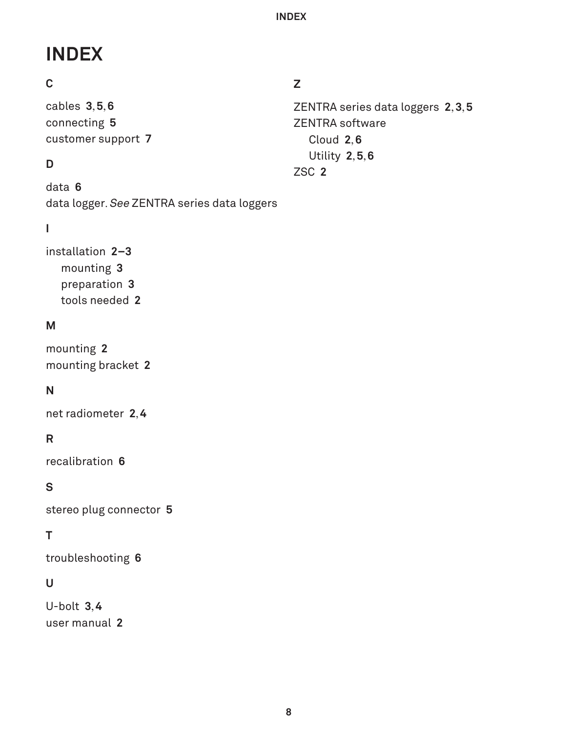# INDEX

## C

cables **3**, **5**, **6**
connecting **5**
customer support **7**

## D

data **6**
data logger. *See* ZENTRA series data loggers

## I

installation **2–3**
- mounting **3**
- preparation **3**
- tools needed **2**

## M

mounting **2**
mounting bracket **2**

## N

net radiometer **2**, **4**

## R

recalibration **6**

## S

stereo plug connector **5**

## T

troubleshooting **6**

## U

U-bolt **3**, **4**
user manual **2**

## Z

ZENTRA series data loggers **2**, **3**, **5**
ZENTRA software
- Cloud **2**, **6**
- Utility **2**, **5**, **6**

ZSC **2**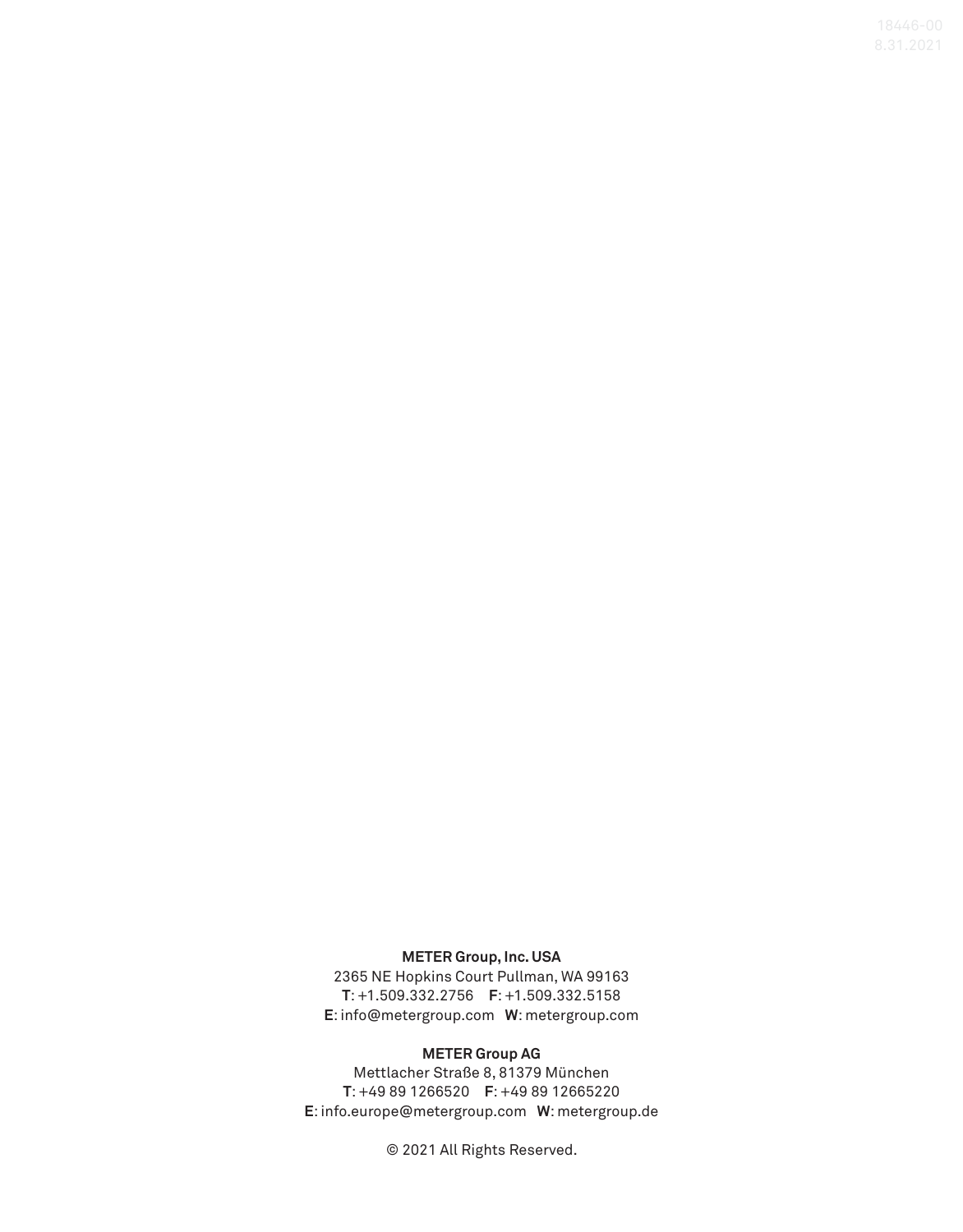18446-00
8.31.2021

**METER Group, Inc. USA**
2365 NE Hopkins Court Pullman, WA 99163
**T**: +1.509.332.2756 **F**: +1.509.332.5158
**E**: info@metergroup.com **W**: metergroup.com

**METER Group AG**
Mettlacher Straße 8, 81379 München
**T**: +49 89 1266520 **F**: +49 89 12665220
**E**: info.europe@metergroup.com **W**: metergroup.de

© 2021 All Rights Reserved.